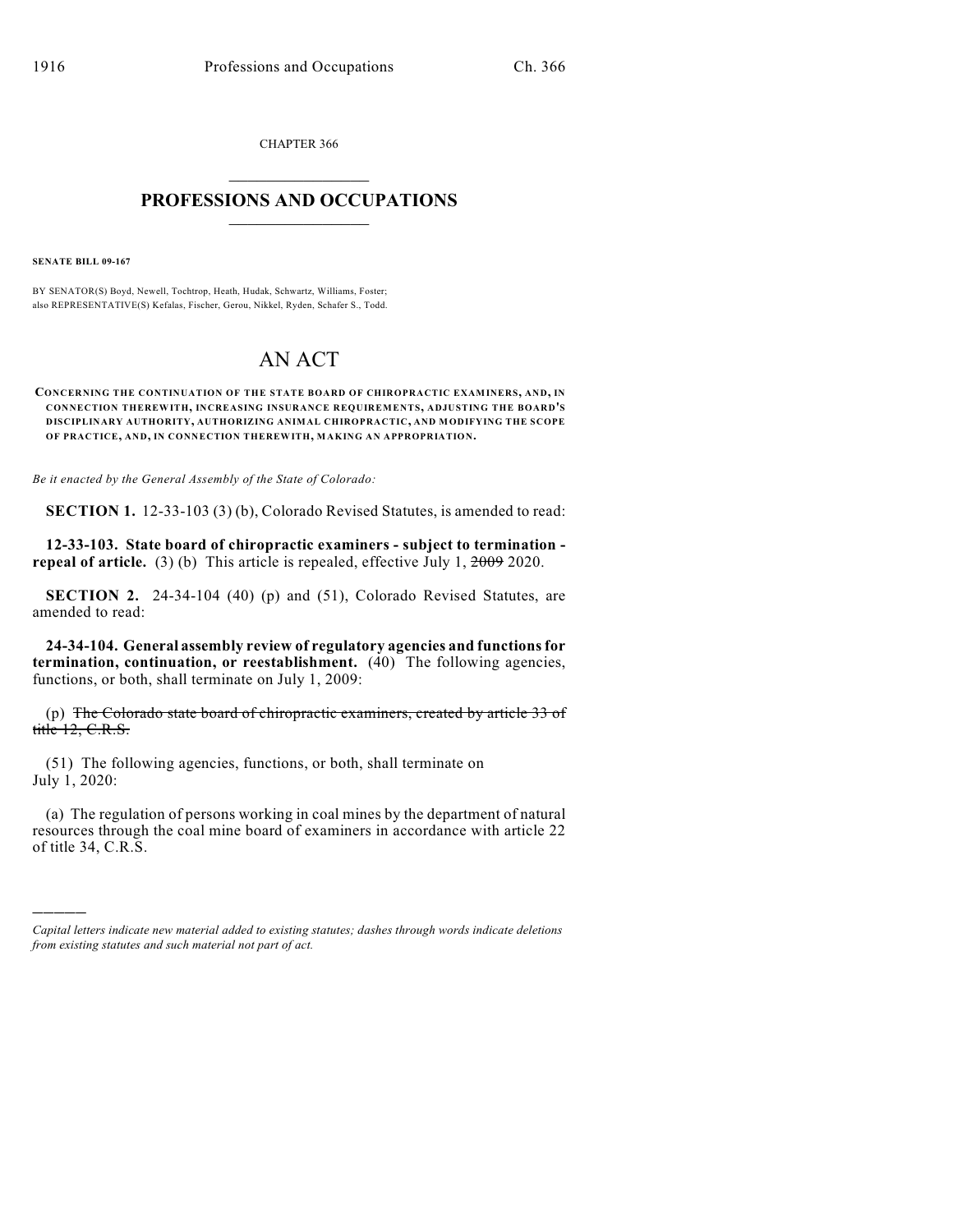CHAPTER 366

# PROFESSIONS AND OCCUPATIONS

**SENATE BILL 09-167**

BY SENATOR(S) Boyd, Newell, Tochtrop, Heath, Hudak, Schwartz, Williams, Foster; also REPRESENTATIVE(S) Kefalas, Fischer, Gerou, Nikkel, Ryden, Schafer S., Todd.

# AN ACT

**CONCERNING THE CONTINUATION OF THE STATE BOARD OF CHIROPRACTIC EXAMINERS, AND, IN CONNECTION THEREWITH, INCREASING INSURANCE REQUIREMENTS, ADJUSTING THE BOARD'S DISCIPLINARY AUTHORITY, AUTHORIZING ANIMAL CHIROPRACTIC, AND MODIFYING THE SCOPE OF PRACTICE, AND, IN CONNECTION THEREWITH, MAKING AN APPROPRIATION.**

*Be it enacted by the General Assembly of the State of Colorado:*

**SECTION 1.** 12-33-103 (3) (b), Colorado Revised Statutes, is amended to read:

**12-33-103. State board of chiropractic examiners - subject to termination - repeal of article.** (3) (b) This article is repealed, effective July 1, ~~2009~~ 2020.

**SECTION 2.** 24-34-104 (40) (p) and (51), Colorado Revised Statutes, are amended to read:

**24-34-104. General assembly review of regulatory agencies and functions for termination, continuation, or reestablishment.** (40) The following agencies, functions, or both, shall terminate on July 1, 2009:

(p) ~~The Colorado state board of chiropractic examiners, created by article 33 of title 12, C.R.S.~~

(51) The following agencies, functions, or both, shall terminate on July 1, 2020:

(a) The regulation of persons working in coal mines by the department of natural resources through the coal mine board of examiners in accordance with article 22 of title 34, C.R.S.

---

*Capital letters indicate new material added to existing statutes; dashes through words indicate deletions from existing statutes and such material not part of act.*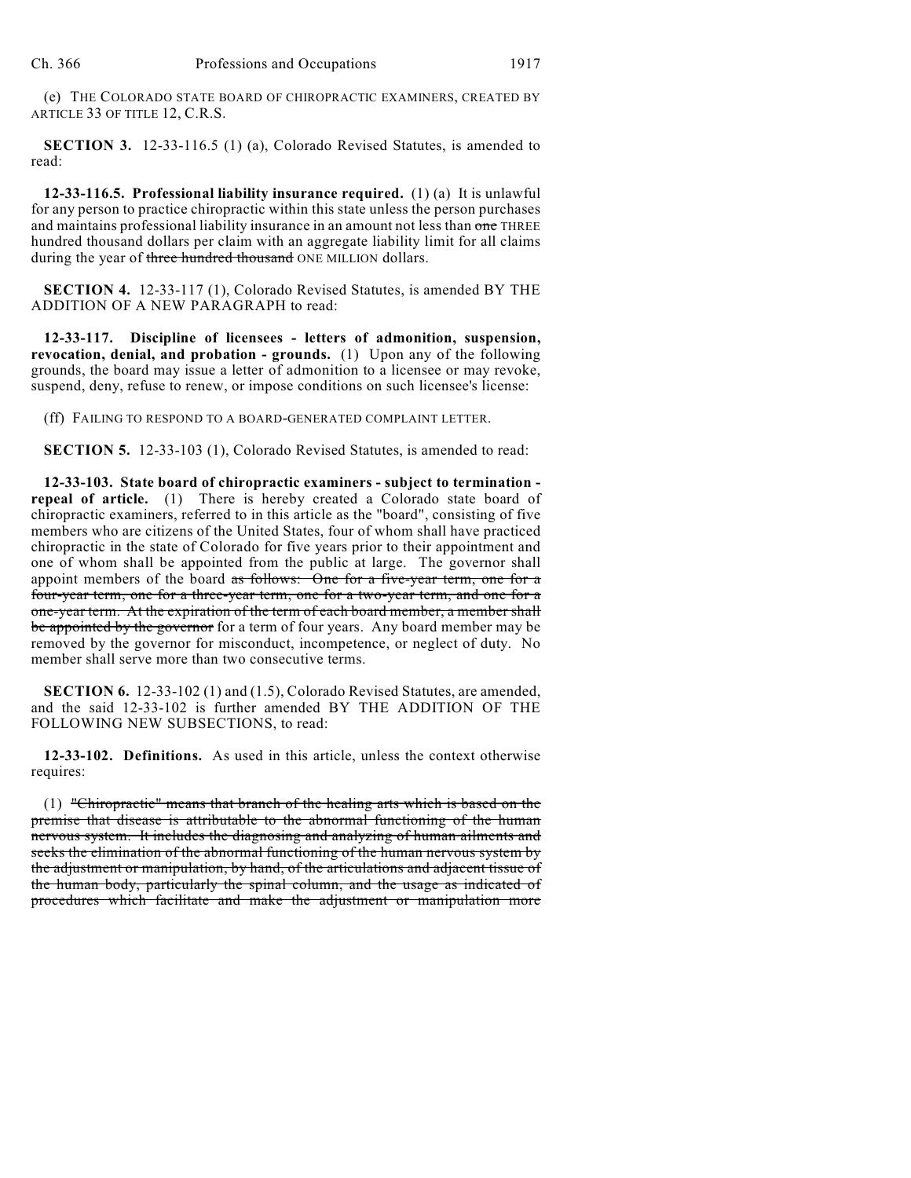(e) THE COLORADO STATE BOARD OF CHIROPRACTIC EXAMINERS, CREATED BY ARTICLE 33 OF TITLE 12, C.R.S.

**SECTION 3.** 12-33-116.5 (1) (a), Colorado Revised Statutes, is amended to read:

**12-33-116.5. Professional liability insurance required.** (1) (a) It is unlawful for any person to practice chiropractic within this state unless the person purchases and maintains professional liability insurance in an amount not less than ~~one~~ THREE hundred thousand dollars per claim with an aggregate liability limit for all claims during the year of ~~three hundred thousand~~ ONE MILLION dollars.

**SECTION 4.** 12-33-117 (1), Colorado Revised Statutes, is amended BY THE ADDITION OF A NEW PARAGRAPH to read:

**12-33-117. Discipline of licensees - letters of admonition, suspension, revocation, denial, and probation - grounds.** (1) Upon any of the following grounds, the board may issue a letter of admonition to a licensee or may revoke, suspend, deny, refuse to renew, or impose conditions on such licensee's license:

(ff) FAILING TO RESPOND TO A BOARD-GENERATED COMPLAINT LETTER.

**SECTION 5.** 12-33-103 (1), Colorado Revised Statutes, is amended to read:

**12-33-103. State board of chiropractic examiners - subject to termination - repeal of article.** (1) There is hereby created a Colorado state board of chiropractic examiners, referred to in this article as the "board", consisting of five members who are citizens of the United States, four of whom shall have practiced chiropractic in the state of Colorado for five years prior to their appointment and one of whom shall be appointed from the public at large. The governor shall appoint members of the board ~~as follows: One for a five-year term, one for a four-year term, one for a three-year term, one for a two-year term, and one for a one-year term. At the expiration of the term of each board member, a member shall be appointed by the governor~~ for a term of four years. Any board member may be removed by the governor for misconduct, incompetence, or neglect of duty. No member shall serve more than two consecutive terms.

**SECTION 6.** 12-33-102 (1) and (1.5), Colorado Revised Statutes, are amended, and the said 12-33-102 is further amended BY THE ADDITION OF THE FOLLOWING NEW SUBSECTIONS, to read:

**12-33-102. Definitions.** As used in this article, unless the context otherwise requires:

(1) ~~"Chiropractic" means that branch of the healing arts which is based on the premise that disease is attributable to the abnormal functioning of the human nervous system. It includes the diagnosing and analyzing of human ailments and seeks the elimination of the abnormal functioning of the human nervous system by the adjustment or manipulation, by hand, of the articulations and adjacent tissue of the human body, particularly the spinal column, and the usage as indicated of procedures which facilitate and make the adjustment or manipulation more~~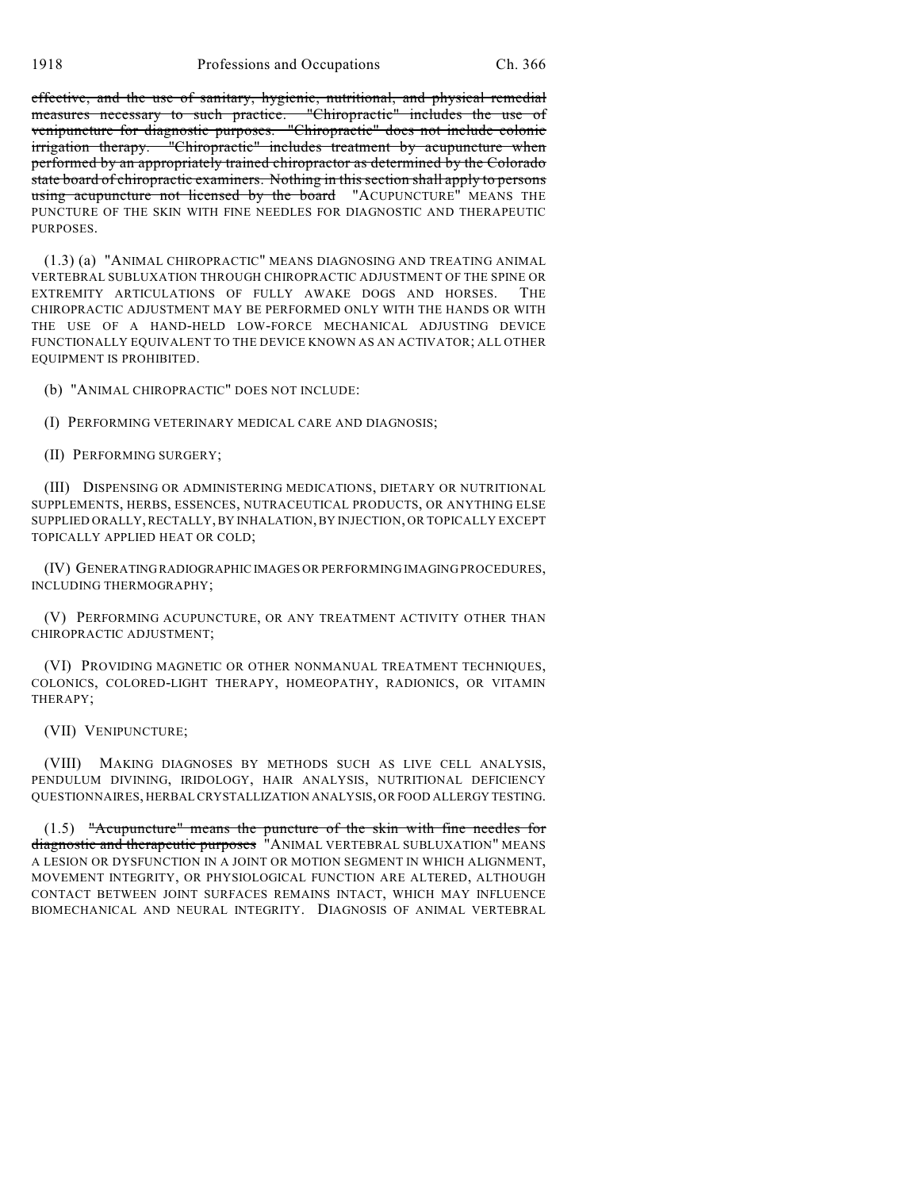~~effective, and the use of sanitary, hygienic, nutritional, and physical remedial measures necessary to such practice. "Chiropractic" includes the use of venipuncture for diagnostic purposes. "Chiropractic" does not include colonic irrigation therapy. "Chiropractic" includes treatment by acupuncture when performed by an appropriately trained chiropractor as determined by the Colorado state board of chiropractic examiners. Nothing in this section shall apply to persons using acupuncture not licensed by the board~~ "ACUPUNCTURE" MEANS THE PUNCTURE OF THE SKIN WITH FINE NEEDLES FOR DIAGNOSTIC AND THERAPEUTIC PURPOSES.

(1.3) (a) "ANIMAL CHIROPRACTIC" MEANS DIAGNOSING AND TREATING ANIMAL VERTEBRAL SUBLUXATION THROUGH CHIROPRACTIC ADJUSTMENT OF THE SPINE OR EXTREMITY ARTICULATIONS OF FULLY AWAKE DOGS AND HORSES. THE CHIROPRACTIC ADJUSTMENT MAY BE PERFORMED ONLY WITH THE HANDS OR WITH THE USE OF A HAND-HELD LOW-FORCE MECHANICAL ADJUSTING DEVICE FUNCTIONALLY EQUIVALENT TO THE DEVICE KNOWN AS AN ACTIVATOR; ALL OTHER EQUIPMENT IS PROHIBITED.

(b) "ANIMAL CHIROPRACTIC" DOES NOT INCLUDE:

(I) PERFORMING VETERINARY MEDICAL CARE AND DIAGNOSIS;

(II) PERFORMING SURGERY;

(III) DISPENSING OR ADMINISTERING MEDICATIONS, DIETARY OR NUTRITIONAL SUPPLEMENTS, HERBS, ESSENCES, NUTRACEUTICAL PRODUCTS, OR ANYTHING ELSE SUPPLIED ORALLY, RECTALLY, BY INHALATION, BY INJECTION, OR TOPICALLY EXCEPT TOPICALLY APPLIED HEAT OR COLD;

(IV) GENERATING RADIOGRAPHIC IMAGES OR PERFORMING IMAGING PROCEDURES, INCLUDING THERMOGRAPHY;

(V) PERFORMING ACUPUNCTURE, OR ANY TREATMENT ACTIVITY OTHER THAN CHIROPRACTIC ADJUSTMENT;

(VI) PROVIDING MAGNETIC OR OTHER NONMANUAL TREATMENT TECHNIQUES, COLONICS, COLORED-LIGHT THERAPY, HOMEOPATHY, RADIONICS, OR VITAMIN THERAPY;

(VII) VENIPUNCTURE;

(VIII) MAKING DIAGNOSES BY METHODS SUCH AS LIVE CELL ANALYSIS, PENDULUM DIVINING, IRIDOLOGY, HAIR ANALYSIS, NUTRITIONAL DEFICIENCY QUESTIONNAIRES, HERBAL CRYSTALLIZATION ANALYSIS, OR FOOD ALLERGY TESTING.

(1.5) ~~"Acupuncture" means the puncture of the skin with fine needles for diagnostic and therapeutic purposes~~ "ANIMAL VERTEBRAL SUBLUXATION" MEANS A LESION OR DYSFUNCTION IN A JOINT OR MOTION SEGMENT IN WHICH ALIGNMENT, MOVEMENT INTEGRITY, OR PHYSIOLOGICAL FUNCTION ARE ALTERED, ALTHOUGH CONTACT BETWEEN JOINT SURFACES REMAINS INTACT, WHICH MAY INFLUENCE BIOMECHANICAL AND NEURAL INTEGRITY. DIAGNOSIS OF ANIMAL VERTEBRAL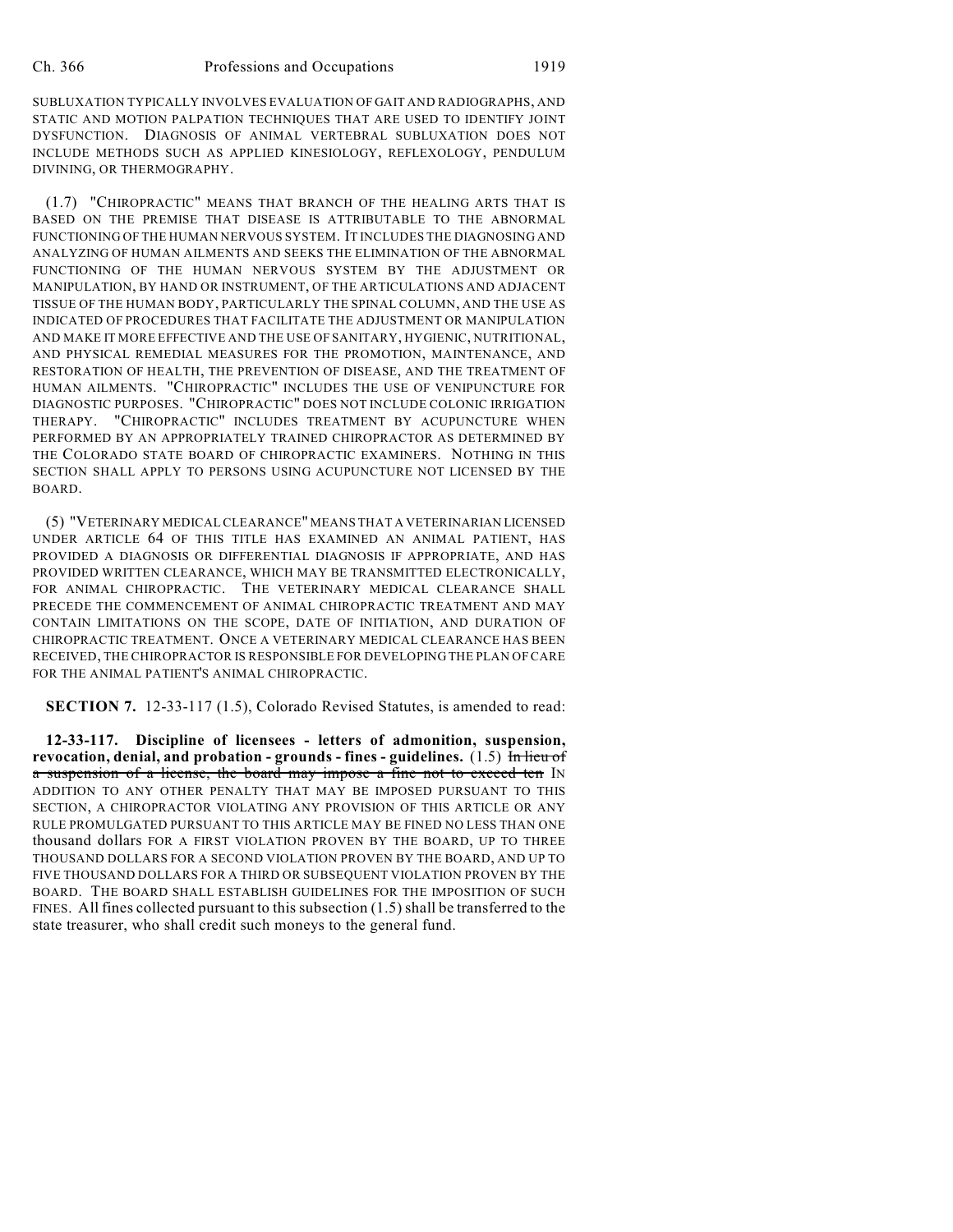SUBLUXATION TYPICALLY INVOLVES EVALUATION OF GAIT AND RADIOGRAPHS, AND STATIC AND MOTION PALPATION TECHNIQUES THAT ARE USED TO IDENTIFY JOINT DYSFUNCTION. DIAGNOSIS OF ANIMAL VERTEBRAL SUBLUXATION DOES NOT INCLUDE METHODS SUCH AS APPLIED KINESIOLOGY, REFLEXOLOGY, PENDULUM DIVINING, OR THERMOGRAPHY.

(1.7) "CHIROPRACTIC" MEANS THAT BRANCH OF THE HEALING ARTS THAT IS BASED ON THE PREMISE THAT DISEASE IS ATTRIBUTABLE TO THE ABNORMAL FUNCTIONING OF THE HUMAN NERVOUS SYSTEM. IT INCLUDES THE DIAGNOSING AND ANALYZING OF HUMAN AILMENTS AND SEEKS THE ELIMINATION OF THE ABNORMAL FUNCTIONING OF THE HUMAN NERVOUS SYSTEM BY THE ADJUSTMENT OR MANIPULATION, BY HAND OR INSTRUMENT, OF THE ARTICULATIONS AND ADJACENT TISSUE OF THE HUMAN BODY, PARTICULARLY THE SPINAL COLUMN, AND THE USE AS INDICATED OF PROCEDURES THAT FACILITATE THE ADJUSTMENT OR MANIPULATION AND MAKE IT MORE EFFECTIVE AND THE USE OF SANITARY, HYGIENIC, NUTRITIONAL, AND PHYSICAL REMEDIAL MEASURES FOR THE PROMOTION, MAINTENANCE, AND RESTORATION OF HEALTH, THE PREVENTION OF DISEASE, AND THE TREATMENT OF HUMAN AILMENTS. "CHIROPRACTIC" INCLUDES THE USE OF VENIPUNCTURE FOR DIAGNOSTIC PURPOSES. "CHIROPRACTIC" DOES NOT INCLUDE COLONIC IRRIGATION THERAPY. "CHIROPRACTIC" INCLUDES TREATMENT BY ACUPUNCTURE WHEN PERFORMED BY AN APPROPRIATELY TRAINED CHIROPRACTOR AS DETERMINED BY THE COLORADO STATE BOARD OF CHIROPRACTIC EXAMINERS. NOTHING IN THIS SECTION SHALL APPLY TO PERSONS USING ACUPUNCTURE NOT LICENSED BY THE BOARD.

(5) "VETERINARY MEDICAL CLEARANCE" MEANS THAT A VETERINARIAN LICENSED UNDER ARTICLE 64 OF THIS TITLE HAS EXAMINED AN ANIMAL PATIENT, HAS PROVIDED A DIAGNOSIS OR DIFFERENTIAL DIAGNOSIS IF APPROPRIATE, AND HAS PROVIDED WRITTEN CLEARANCE, WHICH MAY BE TRANSMITTED ELECTRONICALLY, FOR ANIMAL CHIROPRACTIC. THE VETERINARY MEDICAL CLEARANCE SHALL PRECEDE THE COMMENCEMENT OF ANIMAL CHIROPRACTIC TREATMENT AND MAY CONTAIN LIMITATIONS ON THE SCOPE, DATE OF INITIATION, AND DURATION OF CHIROPRACTIC TREATMENT. ONCE A VETERINARY MEDICAL CLEARANCE HAS BEEN RECEIVED, THE CHIROPRACTOR IS RESPONSIBLE FOR DEVELOPING THE PLAN OF CARE FOR THE ANIMAL PATIENT'S ANIMAL CHIROPRACTIC.

**SECTION 7.** 12-33-117 (1.5), Colorado Revised Statutes, is amended to read:

**12-33-117. Discipline of licensees - letters of admonition, suspension, revocation, denial, and probation - grounds - fines - guidelines.** (1.5) ~~In lieu of a suspension of a license, the board may impose a fine not to exceed ten~~ IN ADDITION TO ANY OTHER PENALTY THAT MAY BE IMPOSED PURSUANT TO THIS SECTION, A CHIROPRACTOR VIOLATING ANY PROVISION OF THIS ARTICLE OR ANY RULE PROMULGATED PURSUANT TO THIS ARTICLE MAY BE FINED NO LESS THAN ONE thousand dollars FOR A FIRST VIOLATION PROVEN BY THE BOARD, UP TO THREE THOUSAND DOLLARS FOR A SECOND VIOLATION PROVEN BY THE BOARD, AND UP TO FIVE THOUSAND DOLLARS FOR A THIRD OR SUBSEQUENT VIOLATION PROVEN BY THE BOARD. THE BOARD SHALL ESTABLISH GUIDELINES FOR THE IMPOSITION OF SUCH FINES. All fines collected pursuant to this subsection (1.5) shall be transferred to the state treasurer, who shall credit such moneys to the general fund.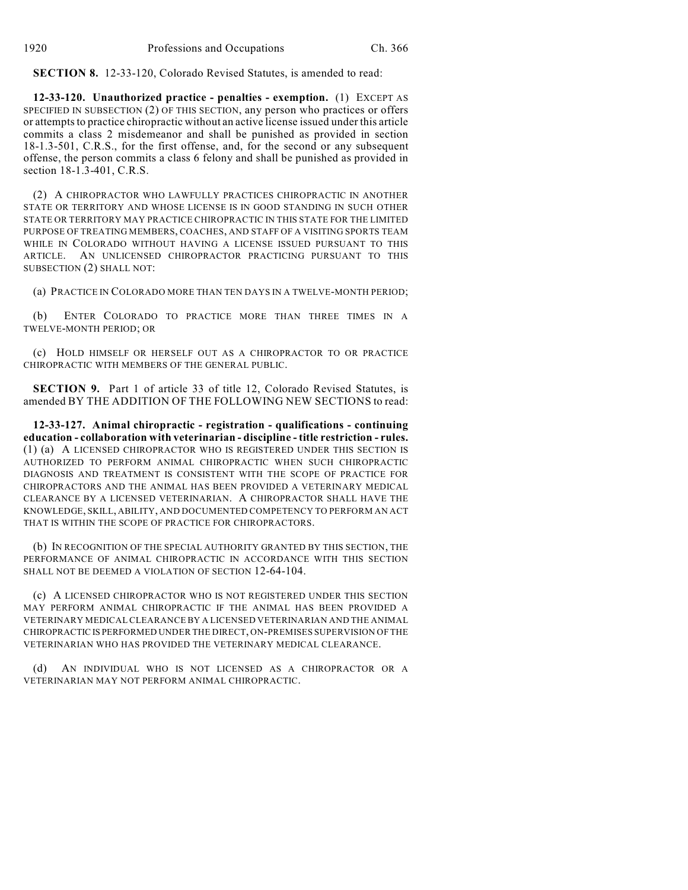**SECTION 8.** 12-33-120, Colorado Revised Statutes, is amended to read:

**12-33-120. Unauthorized practice - penalties - exemption.** (1) EXCEPT AS SPECIFIED IN SUBSECTION (2) OF THIS SECTION, any person who practices or offers or attempts to practice chiropractic without an active license issued under this article commits a class 2 misdemeanor and shall be punished as provided in section 18-1.3-501, C.R.S., for the first offense, and, for the second or any subsequent offense, the person commits a class 6 felony and shall be punished as provided in section 18-1.3-401, C.R.S.

(2) A CHIROPRACTOR WHO LAWFULLY PRACTICES CHIROPRACTIC IN ANOTHER STATE OR TERRITORY AND WHOSE LICENSE IS IN GOOD STANDING IN SUCH OTHER STATE OR TERRITORY MAY PRACTICE CHIROPRACTIC IN THIS STATE FOR THE LIMITED PURPOSE OF TREATING MEMBERS, COACHES, AND STAFF OF A VISITING SPORTS TEAM WHILE IN COLORADO WITHOUT HAVING A LICENSE ISSUED PURSUANT TO THIS ARTICLE. AN UNLICENSED CHIROPRACTOR PRACTICING PURSUANT TO THIS SUBSECTION (2) SHALL NOT:

(a) PRACTICE IN COLORADO MORE THAN TEN DAYS IN A TWELVE-MONTH PERIOD;

(b) ENTER COLORADO TO PRACTICE MORE THAN THREE TIMES IN A TWELVE-MONTH PERIOD; OR

(c) HOLD HIMSELF OR HERSELF OUT AS A CHIROPRACTOR TO OR PRACTICE CHIROPRACTIC WITH MEMBERS OF THE GENERAL PUBLIC.

**SECTION 9.** Part 1 of article 33 of title 12, Colorado Revised Statutes, is amended BY THE ADDITION OF THE FOLLOWING NEW SECTIONS to read:

**12-33-127. Animal chiropractic - registration - qualifications - continuing education - collaboration with veterinarian - discipline - title restriction - rules.** (1) (a) A LICENSED CHIROPRACTOR WHO IS REGISTERED UNDER THIS SECTION IS AUTHORIZED TO PERFORM ANIMAL CHIROPRACTIC WHEN SUCH CHIROPRACTIC DIAGNOSIS AND TREATMENT IS CONSISTENT WITH THE SCOPE OF PRACTICE FOR CHIROPRACTORS AND THE ANIMAL HAS BEEN PROVIDED A VETERINARY MEDICAL CLEARANCE BY A LICENSED VETERINARIAN. A CHIROPRACTOR SHALL HAVE THE KNOWLEDGE, SKILL, ABILITY, AND DOCUMENTED COMPETENCY TO PERFORM AN ACT THAT IS WITHIN THE SCOPE OF PRACTICE FOR CHIROPRACTORS.

(b) IN RECOGNITION OF THE SPECIAL AUTHORITY GRANTED BY THIS SECTION, THE PERFORMANCE OF ANIMAL CHIROPRACTIC IN ACCORDANCE WITH THIS SECTION SHALL NOT BE DEEMED A VIOLATION OF SECTION 12-64-104.

(c) A LICENSED CHIROPRACTOR WHO IS NOT REGISTERED UNDER THIS SECTION MAY PERFORM ANIMAL CHIROPRACTIC IF THE ANIMAL HAS BEEN PROVIDED A VETERINARY MEDICAL CLEARANCE BY A LICENSED VETERINARIAN AND THE ANIMAL CHIROPRACTIC IS PERFORMED UNDER THE DIRECT, ON-PREMISES SUPERVISION OF THE VETERINARIAN WHO HAS PROVIDED THE VETERINARY MEDICAL CLEARANCE.

(d) AN INDIVIDUAL WHO IS NOT LICENSED AS A CHIROPRACTOR OR A VETERINARIAN MAY NOT PERFORM ANIMAL CHIROPRACTIC.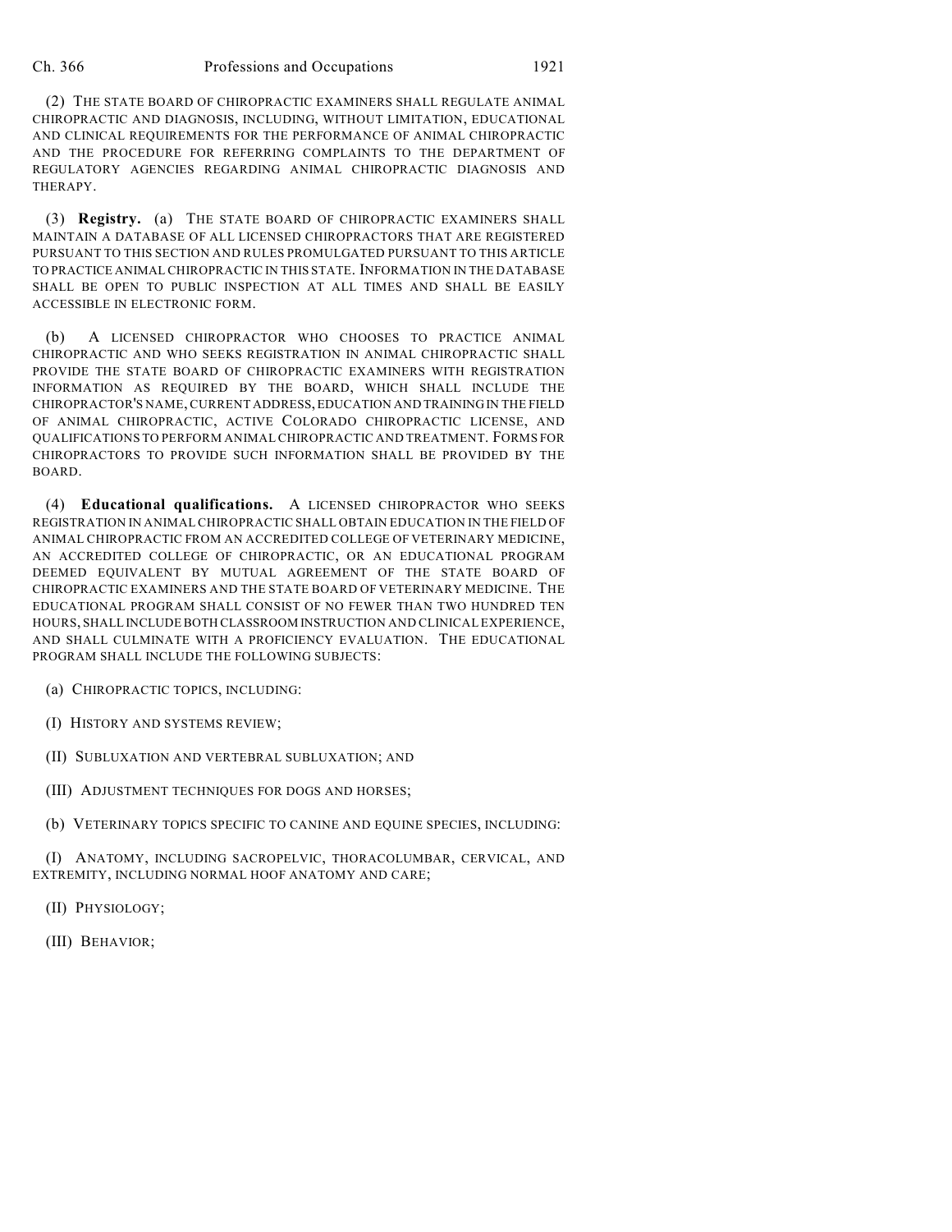(2) THE STATE BOARD OF CHIROPRACTIC EXAMINERS SHALL REGULATE ANIMAL CHIROPRACTIC AND DIAGNOSIS, INCLUDING, WITHOUT LIMITATION, EDUCATIONAL AND CLINICAL REQUIREMENTS FOR THE PERFORMANCE OF ANIMAL CHIROPRACTIC AND THE PROCEDURE FOR REFERRING COMPLAINTS TO THE DEPARTMENT OF REGULATORY AGENCIES REGARDING ANIMAL CHIROPRACTIC DIAGNOSIS AND THERAPY.

(3) **Registry.** (a) THE STATE BOARD OF CHIROPRACTIC EXAMINERS SHALL MAINTAIN A DATABASE OF ALL LICENSED CHIROPRACTORS THAT ARE REGISTERED PURSUANT TO THIS SECTION AND RULES PROMULGATED PURSUANT TO THIS ARTICLE TO PRACTICE ANIMAL CHIROPRACTIC IN THIS STATE. INFORMATION IN THE DATABASE SHALL BE OPEN TO PUBLIC INSPECTION AT ALL TIMES AND SHALL BE EASILY ACCESSIBLE IN ELECTRONIC FORM.

(b) A LICENSED CHIROPRACTOR WHO CHOOSES TO PRACTICE ANIMAL CHIROPRACTIC AND WHO SEEKS REGISTRATION IN ANIMAL CHIROPRACTIC SHALL PROVIDE THE STATE BOARD OF CHIROPRACTIC EXAMINERS WITH REGISTRATION INFORMATION AS REQUIRED BY THE BOARD, WHICH SHALL INCLUDE THE CHIROPRACTOR'S NAME, CURRENT ADDRESS, EDUCATION AND TRAINING IN THE FIELD OF ANIMAL CHIROPRACTIC, ACTIVE COLORADO CHIROPRACTIC LICENSE, AND QUALIFICATIONS TO PERFORM ANIMAL CHIROPRACTIC AND TREATMENT. FORMS FOR CHIROPRACTORS TO PROVIDE SUCH INFORMATION SHALL BE PROVIDED BY THE BOARD.

(4) **Educational qualifications.** A LICENSED CHIROPRACTOR WHO SEEKS REGISTRATION IN ANIMAL CHIROPRACTIC SHALL OBTAIN EDUCATION IN THE FIELD OF ANIMAL CHIROPRACTIC FROM AN ACCREDITED COLLEGE OF VETERINARY MEDICINE, AN ACCREDITED COLLEGE OF CHIROPRACTIC, OR AN EDUCATIONAL PROGRAM DEEMED EQUIVALENT BY MUTUAL AGREEMENT OF THE STATE BOARD OF CHIROPRACTIC EXAMINERS AND THE STATE BOARD OF VETERINARY MEDICINE. THE EDUCATIONAL PROGRAM SHALL CONSIST OF NO FEWER THAN TWO HUNDRED TEN HOURS, SHALL INCLUDE BOTH CLASSROOM INSTRUCTION AND CLINICAL EXPERIENCE, AND SHALL CULMINATE WITH A PROFICIENCY EVALUATION. THE EDUCATIONAL PROGRAM SHALL INCLUDE THE FOLLOWING SUBJECTS:

(a) CHIROPRACTIC TOPICS, INCLUDING:

(I) HISTORY AND SYSTEMS REVIEW;

(II) SUBLUXATION AND VERTEBRAL SUBLUXATION; AND

(III) ADJUSTMENT TECHNIQUES FOR DOGS AND HORSES;

(b) VETERINARY TOPICS SPECIFIC TO CANINE AND EQUINE SPECIES, INCLUDING:

(I) ANATOMY, INCLUDING SACROPELVIC, THORACOLUMBAR, CERVICAL, AND EXTREMITY, INCLUDING NORMAL HOOF ANATOMY AND CARE;

(II) PHYSIOLOGY;

(III) BEHAVIOR;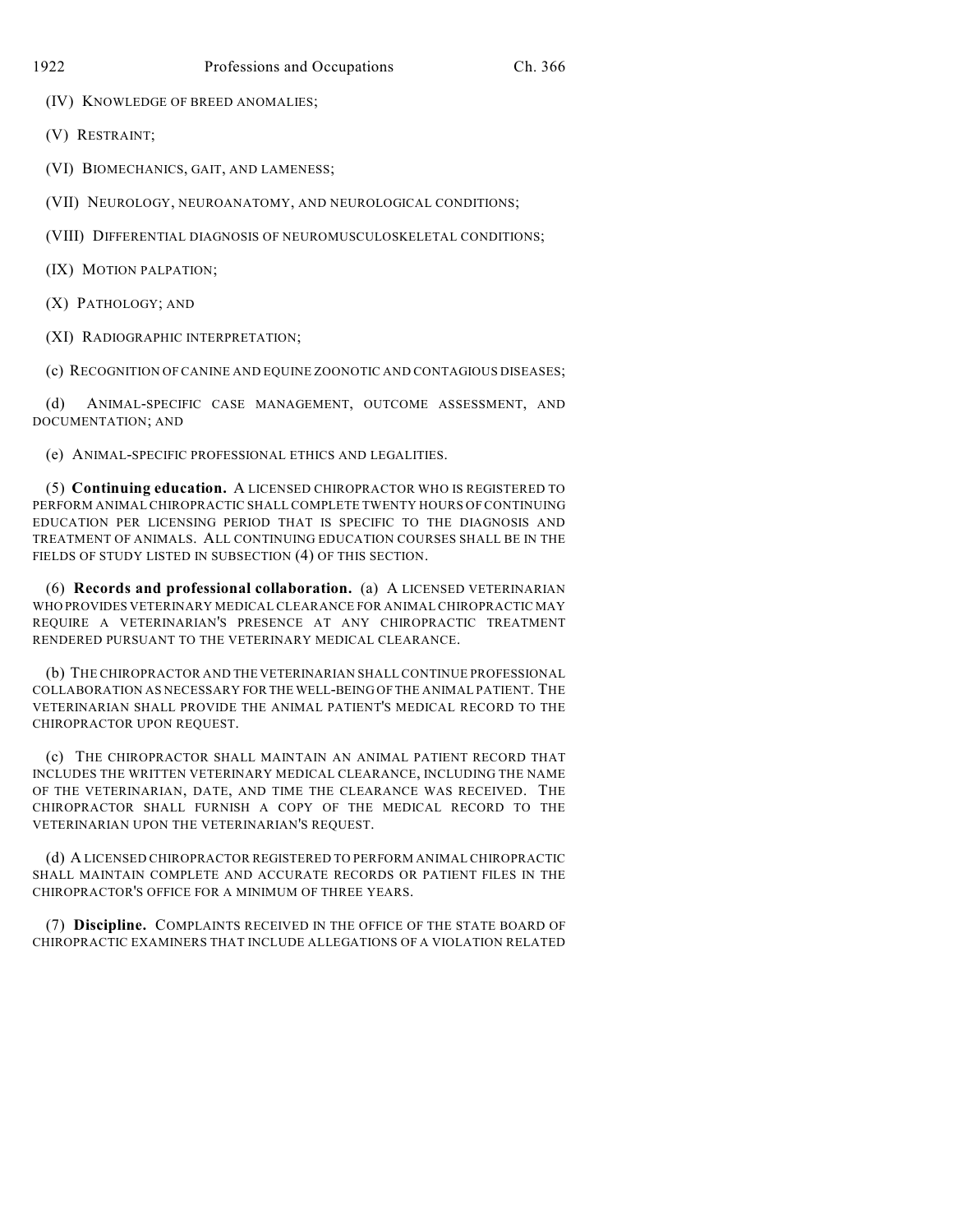(IV) KNOWLEDGE OF BREED ANOMALIES;

(V) RESTRAINT;

(VI) BIOMECHANICS, GAIT, AND LAMENESS;

(VII) NEUROLOGY, NEUROANATOMY, AND NEUROLOGICAL CONDITIONS;

(VIII) DIFFERENTIAL DIAGNOSIS OF NEUROMUSCULOSKELETAL CONDITIONS;

(IX) MOTION PALPATION;

(X) PATHOLOGY; AND

(XI) RADIOGRAPHIC INTERPRETATION;

(c) RECOGNITION OF CANINE AND EQUINE ZOONOTIC AND CONTAGIOUS DISEASES;

(d) ANIMAL-SPECIFIC CASE MANAGEMENT, OUTCOME ASSESSMENT, AND DOCUMENTATION; AND

(e) ANIMAL-SPECIFIC PROFESSIONAL ETHICS AND LEGALITIES.

(5) **Continuing education.** A LICENSED CHIROPRACTOR WHO IS REGISTERED TO PERFORM ANIMAL CHIROPRACTIC SHALL COMPLETE TWENTY HOURS OF CONTINUING EDUCATION PER LICENSING PERIOD THAT IS SPECIFIC TO THE DIAGNOSIS AND TREATMENT OF ANIMALS. ALL CONTINUING EDUCATION COURSES SHALL BE IN THE FIELDS OF STUDY LISTED IN SUBSECTION (4) OF THIS SECTION.

(6) **Records and professional collaboration.** (a) A LICENSED VETERINARIAN WHO PROVIDES VETERINARY MEDICAL CLEARANCE FOR ANIMAL CHIROPRACTIC MAY REQUIRE A VETERINARIAN'S PRESENCE AT ANY CHIROPRACTIC TREATMENT RENDERED PURSUANT TO THE VETERINARY MEDICAL CLEARANCE.

(b) THE CHIROPRACTOR AND THE VETERINARIAN SHALL CONTINUE PROFESSIONAL COLLABORATION AS NECESSARY FOR THE WELL-BEING OF THE ANIMAL PATIENT. THE VETERINARIAN SHALL PROVIDE THE ANIMAL PATIENT'S MEDICAL RECORD TO THE CHIROPRACTOR UPON REQUEST.

(c) THE CHIROPRACTOR SHALL MAINTAIN AN ANIMAL PATIENT RECORD THAT INCLUDES THE WRITTEN VETERINARY MEDICAL CLEARANCE, INCLUDING THE NAME OF THE VETERINARIAN, DATE, AND TIME THE CLEARANCE WAS RECEIVED. THE CHIROPRACTOR SHALL FURNISH A COPY OF THE MEDICAL RECORD TO THE VETERINARIAN UPON THE VETERINARIAN'S REQUEST.

(d) A LICENSED CHIROPRACTOR REGISTERED TO PERFORM ANIMAL CHIROPRACTIC SHALL MAINTAIN COMPLETE AND ACCURATE RECORDS OR PATIENT FILES IN THE CHIROPRACTOR'S OFFICE FOR A MINIMUM OF THREE YEARS.

(7) **Discipline.** COMPLAINTS RECEIVED IN THE OFFICE OF THE STATE BOARD OF CHIROPRACTIC EXAMINERS THAT INCLUDE ALLEGATIONS OF A VIOLATION RELATED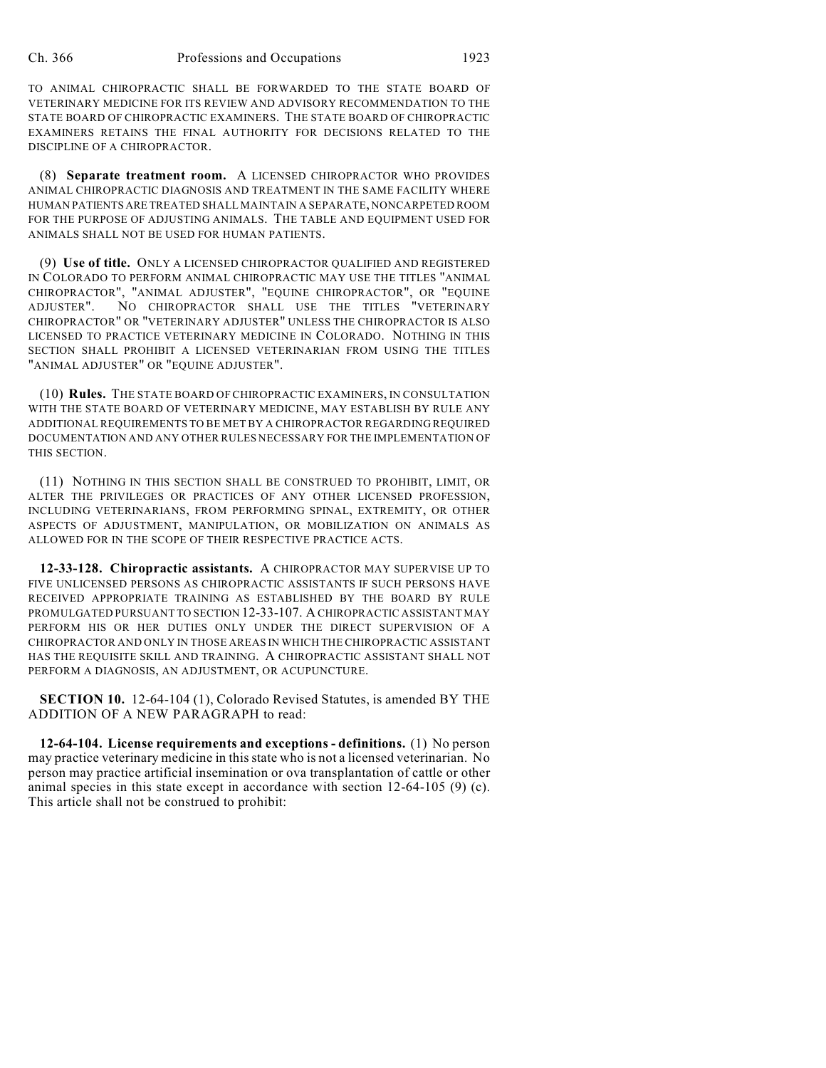TO ANIMAL CHIROPRACTIC SHALL BE FORWARDED TO THE STATE BOARD OF VETERINARY MEDICINE FOR ITS REVIEW AND ADVISORY RECOMMENDATION TO THE STATE BOARD OF CHIROPRACTIC EXAMINERS. THE STATE BOARD OF CHIROPRACTIC EXAMINERS RETAINS THE FINAL AUTHORITY FOR DECISIONS RELATED TO THE DISCIPLINE OF A CHIROPRACTOR.

(8) **Separate treatment room.** A LICENSED CHIROPRACTOR WHO PROVIDES ANIMAL CHIROPRACTIC DIAGNOSIS AND TREATMENT IN THE SAME FACILITY WHERE HUMAN PATIENTS ARE TREATED SHALL MAINTAIN A SEPARATE, NONCARPETED ROOM FOR THE PURPOSE OF ADJUSTING ANIMALS. THE TABLE AND EQUIPMENT USED FOR ANIMALS SHALL NOT BE USED FOR HUMAN PATIENTS.

(9) **Use of title.** ONLY A LICENSED CHIROPRACTOR QUALIFIED AND REGISTERED IN COLORADO TO PERFORM ANIMAL CHIROPRACTIC MAY USE THE TITLES "ANIMAL CHIROPRACTOR", "ANIMAL ADJUSTER", "EQUINE CHIROPRACTOR", OR "EQUINE ADJUSTER". NO CHIROPRACTOR SHALL USE THE TITLES "VETERINARY CHIROPRACTOR" OR "VETERINARY ADJUSTER" UNLESS THE CHIROPRACTOR IS ALSO LICENSED TO PRACTICE VETERINARY MEDICINE IN COLORADO. NOTHING IN THIS SECTION SHALL PROHIBIT A LICENSED VETERINARIAN FROM USING THE TITLES "ANIMAL ADJUSTER" OR "EQUINE ADJUSTER".

(10) **Rules.** THE STATE BOARD OF CHIROPRACTIC EXAMINERS, IN CONSULTATION WITH THE STATE BOARD OF VETERINARY MEDICINE, MAY ESTABLISH BY RULE ANY ADDITIONAL REQUIREMENTS TO BE MET BY A CHIROPRACTOR REGARDING REQUIRED DOCUMENTATION AND ANY OTHER RULES NECESSARY FOR THE IMPLEMENTATION OF THIS SECTION.

(11) NOTHING IN THIS SECTION SHALL BE CONSTRUED TO PROHIBIT, LIMIT, OR ALTER THE PRIVILEGES OR PRACTICES OF ANY OTHER LICENSED PROFESSION, INCLUDING VETERINARIANS, FROM PERFORMING SPINAL, EXTREMITY, OR OTHER ASPECTS OF ADJUSTMENT, MANIPULATION, OR MOBILIZATION ON ANIMALS AS ALLOWED FOR IN THE SCOPE OF THEIR RESPECTIVE PRACTICE ACTS.

**12-33-128. Chiropractic assistants.** A CHIROPRACTOR MAY SUPERVISE UP TO FIVE UNLICENSED PERSONS AS CHIROPRACTIC ASSISTANTS IF SUCH PERSONS HAVE RECEIVED APPROPRIATE TRAINING AS ESTABLISHED BY THE BOARD BY RULE PROMULGATED PURSUANT TO SECTION 12-33-107. A CHIROPRACTIC ASSISTANT MAY PERFORM HIS OR HER DUTIES ONLY UNDER THE DIRECT SUPERVISION OF A CHIROPRACTOR AND ONLY IN THOSE AREAS IN WHICH THE CHIROPRACTIC ASSISTANT HAS THE REQUISITE SKILL AND TRAINING. A CHIROPRACTIC ASSISTANT SHALL NOT PERFORM A DIAGNOSIS, AN ADJUSTMENT, OR ACUPUNCTURE.

**SECTION 10.** 12-64-104 (1), Colorado Revised Statutes, is amended BY THE ADDITION OF A NEW PARAGRAPH to read:

**12-64-104. License requirements and exceptions - definitions.** (1) No person may practice veterinary medicine in this state who is not a licensed veterinarian. No person may practice artificial insemination or ova transplantation of cattle or other animal species in this state except in accordance with section 12-64-105 (9) (c). This article shall not be construed to prohibit: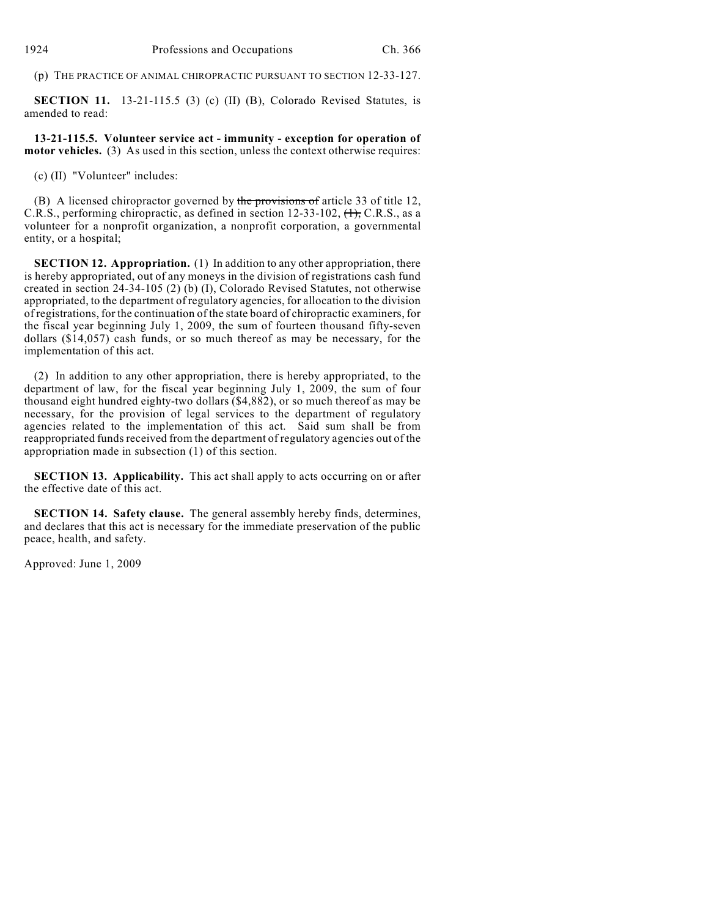(p) THE PRACTICE OF ANIMAL CHIROPRACTIC PURSUANT TO SECTION 12-33-127.

**SECTION 11.** 13-21-115.5 (3) (c) (II) (B), Colorado Revised Statutes, is amended to read:

**13-21-115.5. Volunteer service act - immunity - exception for operation of motor vehicles.** (3) As used in this section, unless the context otherwise requires:

(c) (II) "Volunteer" includes:

(B) A licensed chiropractor governed by ~~the provisions of~~ article 33 of title 12, C.R.S., performing chiropractic, as defined in section 12-33-102, ~~(1),~~ C.R.S., as a volunteer for a nonprofit organization, a nonprofit corporation, a governmental entity, or a hospital;

**SECTION 12. Appropriation.** (1) In addition to any other appropriation, there is hereby appropriated, out of any moneys in the division of registrations cash fund created in section 24-34-105 (2) (b) (I), Colorado Revised Statutes, not otherwise appropriated, to the department of regulatory agencies, for allocation to the division of registrations, for the continuation of the state board of chiropractic examiners, for the fiscal year beginning July 1, 2009, the sum of fourteen thousand fifty-seven dollars ($14,057) cash funds, or so much thereof as may be necessary, for the implementation of this act.

(2) In addition to any other appropriation, there is hereby appropriated, to the department of law, for the fiscal year beginning July 1, 2009, the sum of four thousand eight hundred eighty-two dollars ($4,882), or so much thereof as may be necessary, for the provision of legal services to the department of regulatory agencies related to the implementation of this act. Said sum shall be from reappropriated funds received from the department of regulatory agencies out of the appropriation made in subsection (1) of this section.

**SECTION 13. Applicability.** This act shall apply to acts occurring on or after the effective date of this act.

**SECTION 14. Safety clause.** The general assembly hereby finds, determines, and declares that this act is necessary for the immediate preservation of the public peace, health, and safety.

Approved: June 1, 2009